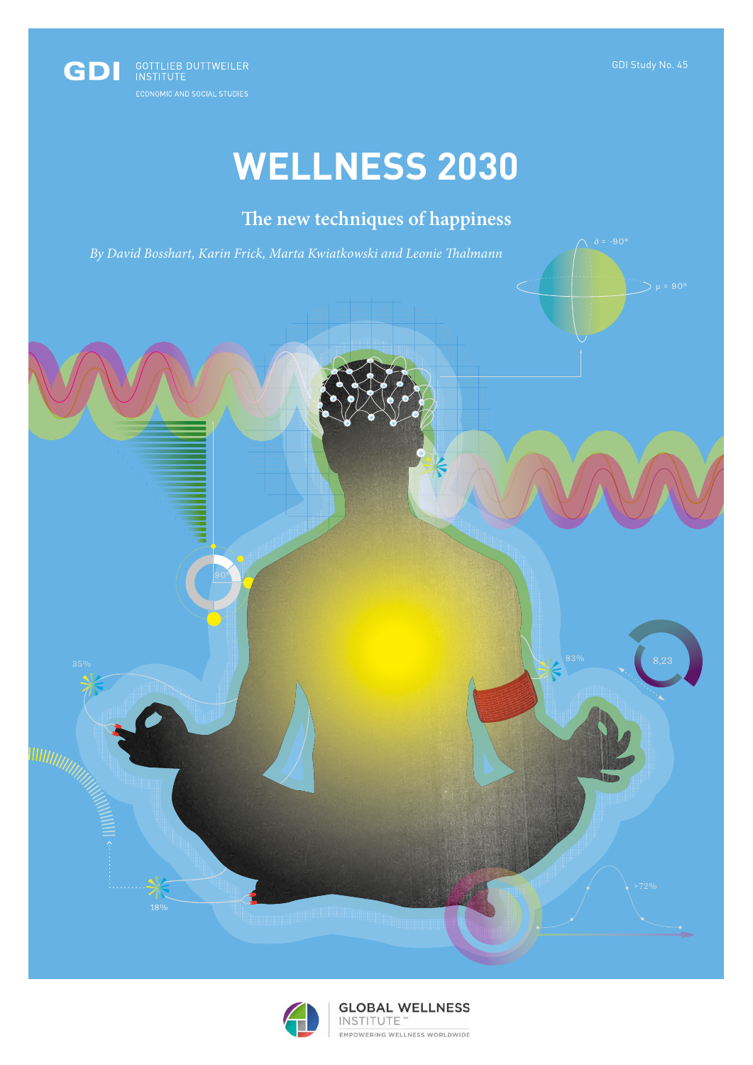GDI GOTTLIEB DUTTWEILER INSTITUTE
ECONOMIC AND SOCIAL STUDIES

GDI Study No. 45

# WELLNESS 2030

## The new techniques of happiness

*By David Bosshart, Karin Frick, Marta Kwiatkowski and Leonie Thalmann*

GLOBAL WELLNESS INSTITUTE™
EMPOWERING WELLNESS WORLDWIDE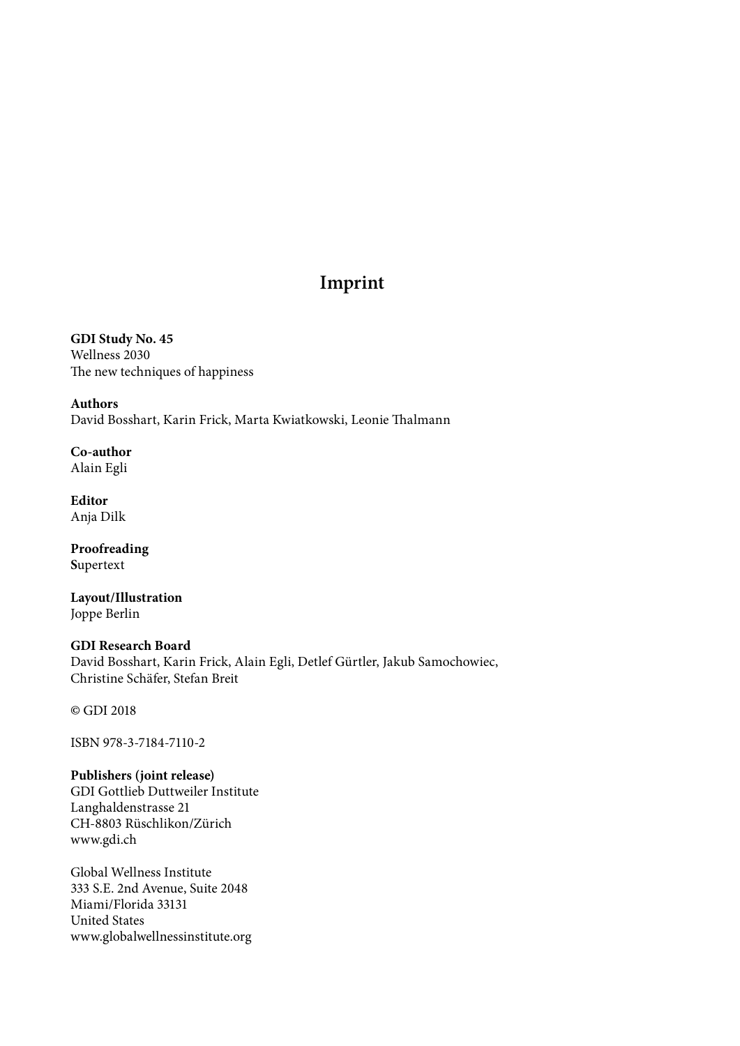# Imprint

**GDI Study No. 45**
Wellness 2030
The new techniques of happiness

**Authors**
David Bosshart, Karin Frick, Marta Kwiatkowski, Leonie Thalmann

**Co-author**
Alain Egli

**Editor**
Anja Dilk

**Proofreading**
**S**upertext

**Layout/Illustration**
Joppe Berlin

**GDI Research Board**
David Bosshart, Karin Frick, Alain Egli, Detlef Gürtler, Jakub Samochowiec, Christine Schäfer, Stefan Breit

© GDI 2018

ISBN 978-3-7184-7110-2

**Publishers (joint release)**
GDI Gottlieb Duttweiler Institute
Langhaldenstrasse 21
CH-8803 Rüschlikon/Zürich
www.gdi.ch

Global Wellness Institute
333 S.E. 2nd Avenue, Suite 2048
Miami/Florida 33131
United States
www.globalwellnessinstitute.org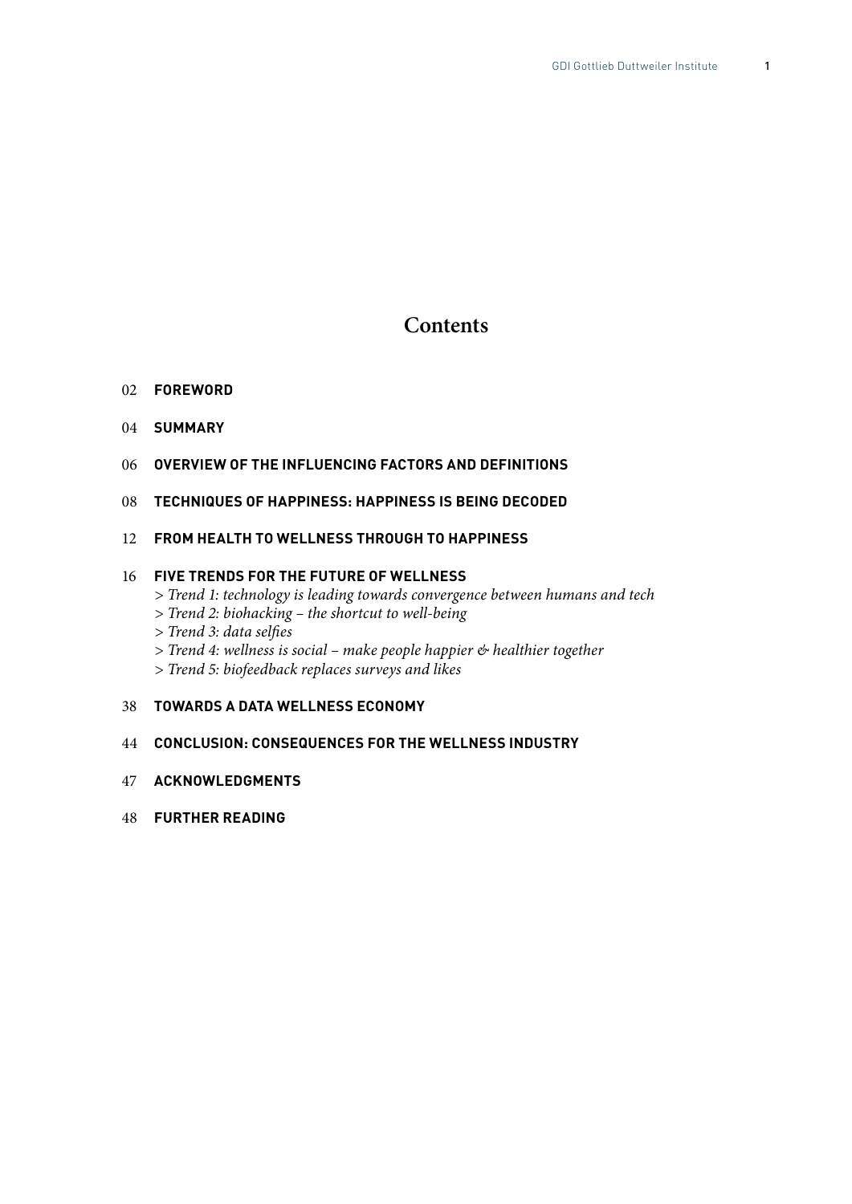# Contents

02 **FOREWORD**

04 **SUMMARY**

06 **OVERVIEW OF THE INFLUENCING FACTORS AND DEFINITIONS**

08 **TECHNIQUES OF HAPPINESS: HAPPINESS IS BEING DECODED**

12 **FROM HEALTH TO WELLNESS THROUGH TO HAPPINESS**

16 **FIVE TRENDS FOR THE FUTURE OF WELLNESS**
*> Trend 1: technology is leading towards convergence between humans and tech*
*> Trend 2: biohacking – the shortcut to well-being*
*> Trend 3: data selfies*
*> Trend 4: wellness is social – make people happier & healthier together*
*> Trend 5: biofeedback replaces surveys and likes*

38 **TOWARDS A DATA WELLNESS ECONOMY**

44 **CONCLUSION: CONSEQUENCES FOR THE WELLNESS INDUSTRY**

47 **ACKNOWLEDGMENTS**

48 **FURTHER READING**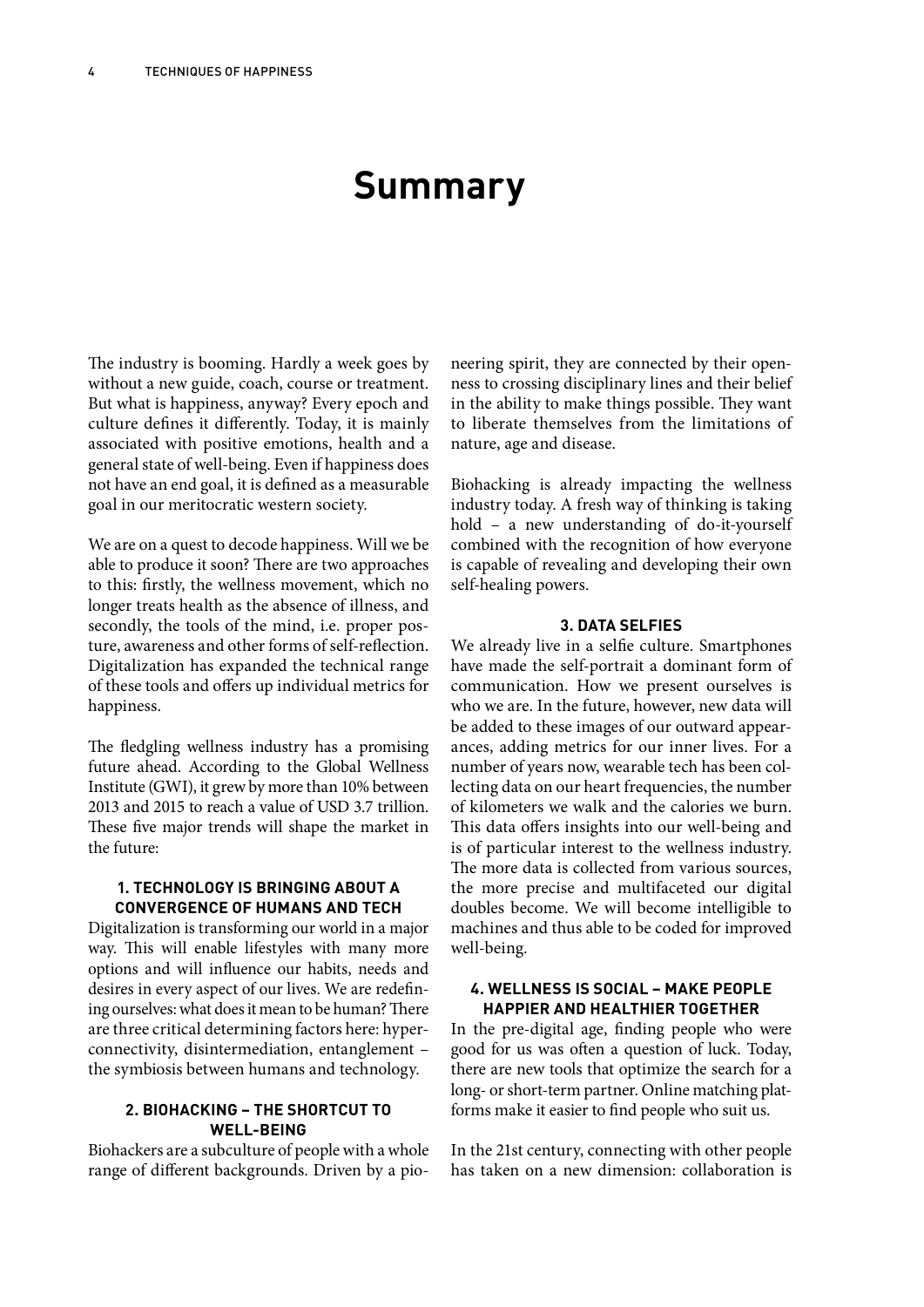# Summary

The industry is booming. Hardly a week goes by without a new guide, coach, course or treatment. But what is happiness, anyway? Every epoch and culture defines it differently. Today, it is mainly associated with positive emotions, health and a general state of well-being. Even if happiness does not have an end goal, it is defined as a measurable goal in our meritocratic western society.

We are on a quest to decode happiness. Will we be able to produce it soon? There are two approaches to this: firstly, the wellness movement, which no longer treats health as the absence of illness, and secondly, the tools of the mind, i.e. proper posture, awareness and other forms of self-reflection. Digitalization has expanded the technical range of these tools and offers up individual metrics for happiness.

The fledgling wellness industry has a promising future ahead. According to the Global Wellness Institute (GWI), it grew by more than 10% between 2013 and 2015 to reach a value of USD 3.7 trillion. These five major trends will shape the market in the future:

### 1. TECHNOLOGY IS BRINGING ABOUT A CONVERGENCE OF HUMANS AND TECH

Digitalization is transforming our world in a major way. This will enable lifestyles with many more options and will influence our habits, needs and desires in every aspect of our lives. We are redefining ourselves: what does it mean to be human? There are three critical determining factors here: hyperconnectivity, disintermediation, entanglement – the symbiosis between humans and technology.

### 2. BIOHACKING – THE SHORTCUT TO WELL-BEING

Biohackers are a subculture of people with a whole range of different backgrounds. Driven by a pioneering spirit, they are connected by their openness to crossing disciplinary lines and their belief in the ability to make things possible. They want to liberate themselves from the limitations of nature, age and disease.

Biohacking is already impacting the wellness industry today. A fresh way of thinking is taking hold – a new understanding of do-it-yourself combined with the recognition of how everyone is capable of revealing and developing their own self-healing powers.

### 3. DATA SELFIES

We already live in a selfie culture. Smartphones have made the self-portrait a dominant form of communication. How we present ourselves is who we are. In the future, however, new data will be added to these images of our outward appearances, adding metrics for our inner lives. For a number of years now, wearable tech has been collecting data on our heart frequencies, the number of kilometers we walk and the calories we burn. This data offers insights into our well-being and is of particular interest to the wellness industry. The more data is collected from various sources, the more precise and multifaceted our digital doubles become. We will become intelligible to machines and thus able to be coded for improved well-being.

### 4. WELLNESS IS SOCIAL – MAKE PEOPLE HAPPIER AND HEALTHIER TOGETHER

In the pre-digital age, finding people who were good for us was often a question of luck. Today, there are new tools that optimize the search for a long- or short-term partner. Online matching platforms make it easier to find people who suit us.

In the 21st century, connecting with other people has taken on a new dimension: collaboration is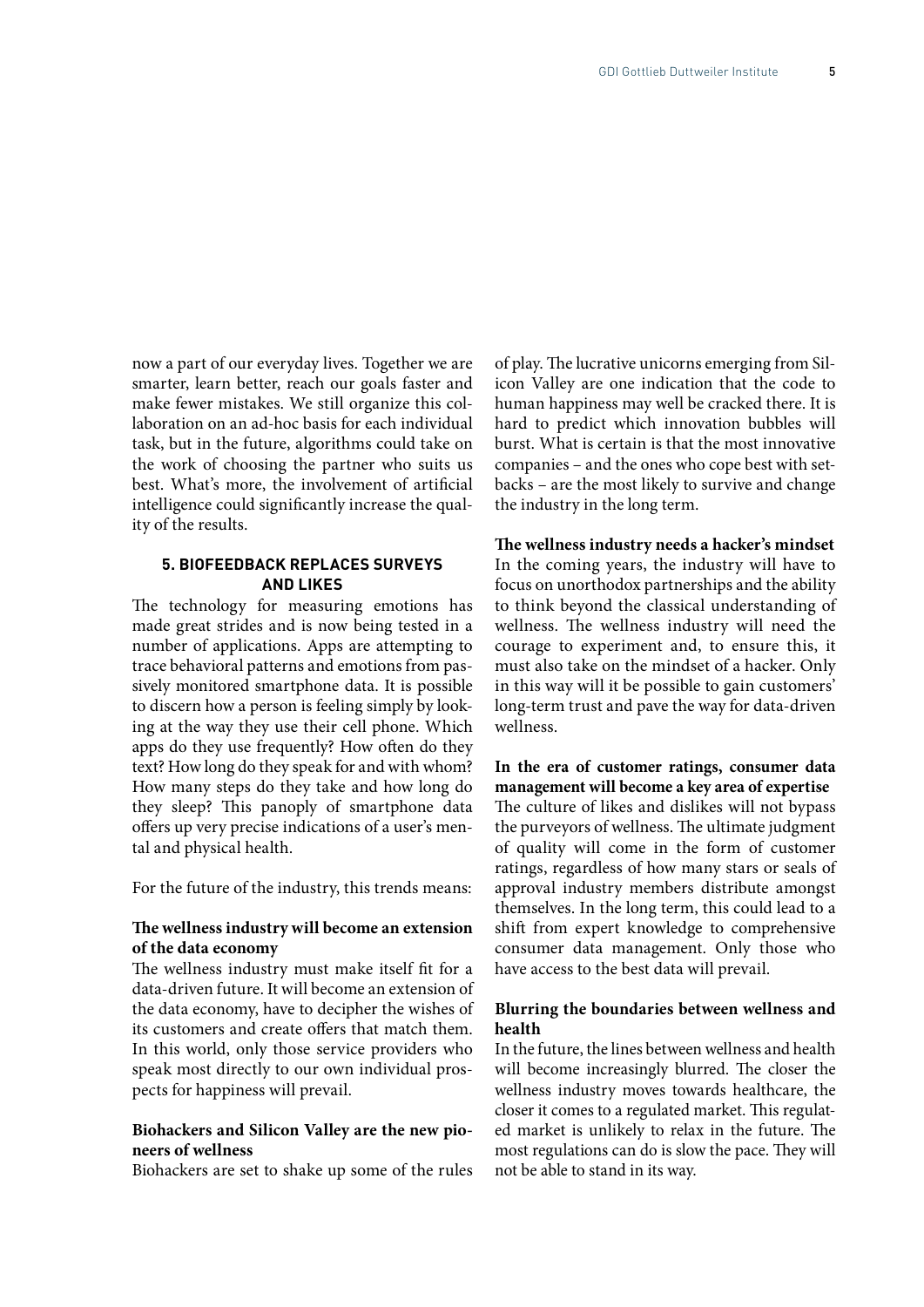now a part of our everyday lives. Together we are smarter, learn better, reach our goals faster and make fewer mistakes. We still organize this collaboration on an ad-hoc basis for each individual task, but in the future, algorithms could take on the work of choosing the partner who suits us best. What's more, the involvement of artificial intelligence could significantly increase the quality of the results.

### 5. BIOFEEDBACK REPLACES SURVEYS AND LIKES

The technology for measuring emotions has made great strides and is now being tested in a number of applications. Apps are attempting to trace behavioral patterns and emotions from passively monitored smartphone data. It is possible to discern how a person is feeling simply by looking at the way they use their cell phone. Which apps do they use frequently? How often do they text? How long do they speak for and with whom? How many steps do they take and how long do they sleep? This panoply of smartphone data offers up very precise indications of a user's mental and physical health.

For the future of the industry, this trends means:

**The wellness industry will become an extension of the data economy**
The wellness industry must make itself fit for a data-driven future. It will become an extension of the data economy, have to decipher the wishes of its customers and create offers that match them. In this world, only those service providers who speak most directly to our own individual prospects for happiness will prevail.

**Biohackers and Silicon Valley are the new pioneers of wellness**
Biohackers are set to shake up some of the rules of play. The lucrative unicorns emerging from Silicon Valley are one indication that the code to human happiness may well be cracked there. It is hard to predict which innovation bubbles will burst. What is certain is that the most innovative companies – and the ones who cope best with setbacks – are the most likely to survive and change the industry in the long term.

**The wellness industry needs a hacker's mindset**
In the coming years, the industry will have to focus on unorthodox partnerships and the ability to think beyond the classical understanding of wellness. The wellness industry will need the courage to experiment and, to ensure this, it must also take on the mindset of a hacker. Only in this way will it be possible to gain customers' long-term trust and pave the way for data-driven wellness.

**In the era of customer ratings, consumer data management will become a key area of expertise**
The culture of likes and dislikes will not bypass the purveyors of wellness. The ultimate judgment of quality will come in the form of customer ratings, regardless of how many stars or seals of approval industry members distribute amongst themselves. In the long term, this could lead to a shift from expert knowledge to comprehensive consumer data management. Only those who have access to the best data will prevail.

**Blurring the boundaries between wellness and health**
In the future, the lines between wellness and health will become increasingly blurred. The closer the wellness industry moves towards healthcare, the closer it comes to a regulated market. This regulated market is unlikely to relax in the future. The most regulations can do is slow the pace. They will not be able to stand in its way.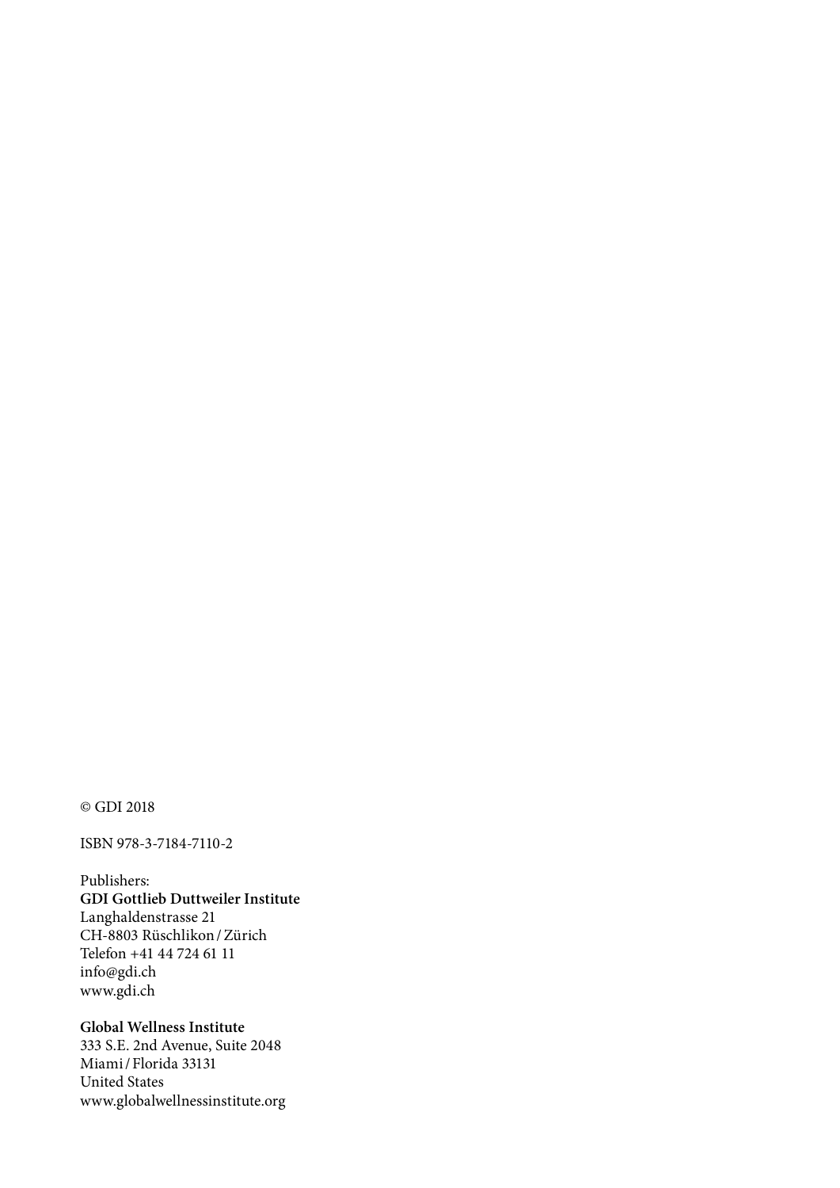© GDI 2018

ISBN 978-3-7184-7110-2

Publishers:
**GDI Gottlieb Duttweiler Institute**
Langhaldenstrasse 21
CH-8803 Rüschlikon / Zürich
Telefon +41 44 724 61 11
info@gdi.ch
www.gdi.ch

**Global Wellness Institute**
333 S.E. 2nd Avenue, Suite 2048
Miami / Florida 33131
United States
www.globalwellnessinstitute.org